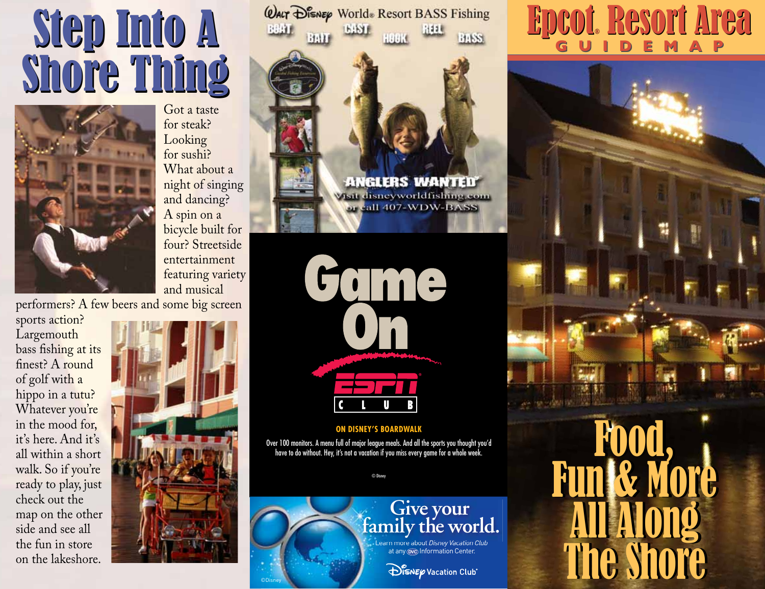# Step Into A Shore Thing

Got a taste for steak? Looking for sushi? What about a night of singing and dancing? A spin on a bicycle built for four? Streetside entertainment featuring variety and musical performers? A few beers and some big screen sports action? Largemouth bass fishing at its finest? A round of golf with a hippo in a tutu? Whatever you're in the mood for, it's here. And it's all within a short walk. So if you're ready to play, just check out the map on the other side and see all the fun in store on the lakeshore.

Walt Disney World® Resort BASS Fishing

BOAT BAIT CAST HOOK REEL BASS

ANGLERS WANTED
Visit disneyworldfishing.com
or call 407-WDW-BASS

# Game On

ESPN CLUB

**ON DISNEY'S BOARDWALK**

Over 100 monitors. A menu full of major league meals. And all the sports you thought you'd have to do without. Hey, it's not a vacation if you miss every game for a whole week.

© Disney

Give your family the world.
Learn more about *Disney Vacation Club* at any DVC Information Center.

Disney Vacation Club®

©Disney

# Epcot® Resort Area
## GUIDEMAP

# Food, Fun & More All Along The Shore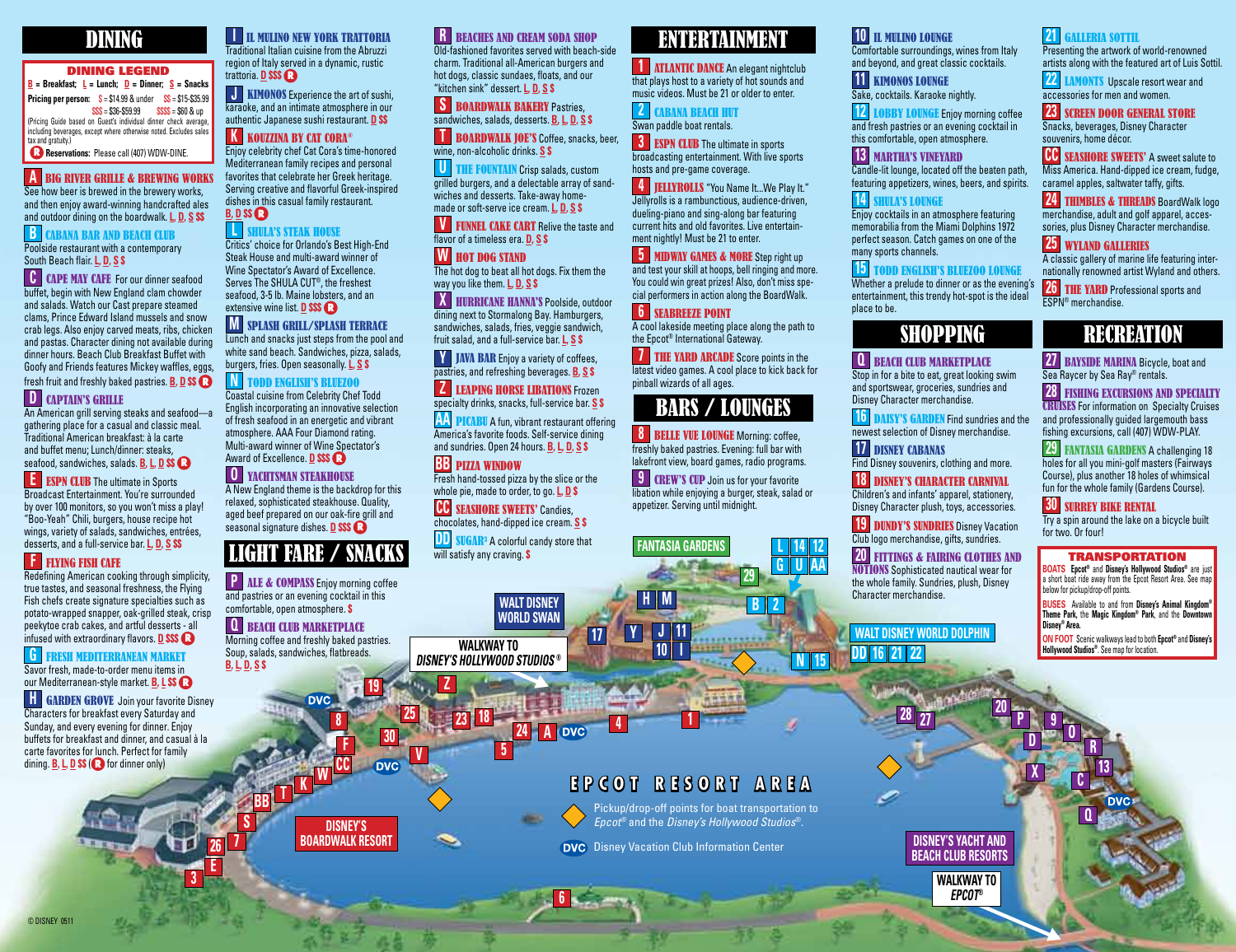# DINING

**DINING LEGEND**

B = Breakfast; L = Lunch; D = Dinner; S = Snacks

Pricing per person: $ = $14.99 & under $$ = $15-$35.99 $$$ = $36-$59.99 $$$$ = $60 & up

(Pricing Guide based on Guest's individual dinner check average, including beverages, except where otherwise noted. Excludes sales tax and gratuity.)

R Reservations: Please call (407) WDW-DINE.

**A BIG RIVER GRILLE & BREWING WORKS** See how beer is brewed in the brewery works, and then enjoy award-winning handcrafted ales and outdoor dining on the boardwalk. L, D, S $$

**B CABANA BAR AND BEACH CLUB** Poolside restaurant with a contemporary South Beach flair. L, D, S $

**C CAPE MAY CAFE** For our dinner seafood buffet, begin with New England clam chowder and salads. Watch our Cast prepare steamed clams, Prince Edward Island mussels and snow crab legs. Also enjoy carved meats, ribs, chicken and pastas. Character dining not available during dinner hours. Beach Club Breakfast Buffet with Goofy and Friends features Mickey waffles, eggs, fresh fruit and freshly baked pastries. B, D $$ R

**D CAPTAIN'S GRILLE** An American grill serving steaks and seafood—a gathering place for a casual and classic meal. Traditional American breakfast: à la carte and buffet menu; Lunch/dinner: steaks, seafood, sandwiches, salads. B, L, D $$ R

**E ESPN CLUB** The ultimate in Sports Broadcast Entertainment. You're surrounded by over 100 monitors, so you won't miss a play! "Boo-Yeah" Chili, burgers, house recipe hot wings, variety of salads, sandwiches, entrées, desserts, and a full-service bar. L, D, S $$

**F FLYING FISH CAFE** Redefining American cooking through simplicity, true tastes, and seasonal freshness, the Flying Fish chefs create signature specialties such as potato-wrapped snapper, oak-grilled steak, crisp peekytoe crab cakes, and artful desserts - all infused with extraordinary flavors. D $$$ R

**G FRESH MEDITERRANEAN MARKET** Savor fresh, made-to-order menu items in our Mediterranean-style market. B, L $$ R

**H GARDEN GROVE** Join your favorite Disney Characters for breakfast every Saturday and Sunday, and every evening for dinner. Enjoy buffets for breakfast and dinner, and casual à la carte favorites for lunch. Perfect for family dining. B, L, D $$ (R for dinner only)

**I IL MULINO NEW YORK TRATTORIA** Traditional Italian cuisine from the Abruzzi region of Italy served in a dynamic, rustic trattoria. D $$$ R

**J KIMONOS** Experience the art of sushi, karaoke, and an intimate atmosphere in our authentic Japanese sushi restaurant. D $$

**K KOUZZINA BY CAT CORA®** Enjoy celebrity chef Cat Cora's time-honored Mediterranean family recipes and personal favorites that celebrate her Greek heritage. Serving creative and flavorful Greek-inspired dishes in this casual family restaurant. B, D $$ R

**L SHULA'S STEAK HOUSE** Critics' choice for Orlando's Best High-End Steak House and multi-award winner of Wine Spectator's Award of Excellence. Serves The SHULA CUT®, the freshest seafood, 3-5 lb. Maine lobsters, and an extensive wine list. D $$$ R

**M SPLASH GRILL/SPLASH TERRACE** Lunch and snacks just steps from the pool and white sand beach. Sandwiches, pizza, salads, burgers, fries. Open seasonally. L, S $

**N TODD ENGLISH'S BLUEZOO** Coastal cuisine from Celebrity Chef Todd English incorporating an innovative selection of fresh seafood in an energetic and vibrant atmosphere. AAA Four Diamond rating. Multi-award winner of Wine Spectator's Award of Excellence. D $$$ R

**O YACHTSMAN STEAKHOUSE** A New England theme is the backdrop for this relaxed, sophisticated steakhouse. Quality, aged beef prepared on our oak-fire grill and seasonal signature dishes. D $$$ R

# LIGHT FARE / SNACKS

**P ALE & COMPASS** Enjoy morning coffee and pastries or an evening cocktail in this comfortable, open atmosphere. $

**Q BEACH CLUB MARKETPLACE** Morning coffee and freshly baked pastries. Soup, salads, sandwiches, flatbreads. B, L, D, S $

**R BEACHES AND CREAM SODA SHOP** Old-fashioned favorites served with beach-side charm. Traditional all-American burgers and hot dogs, classic sundaes, floats, and our "kitchen sink" dessert. L, D, S $

**S BOARDWALK BAKERY** Pastries, sandwiches, salads, desserts. B, L, D, S $

**T BOARDWALK JOE'S** Coffee, snacks, beer, wine, non-alcoholic drinks. S $

**U THE FOUNTAIN** Crisp salads, custom grilled burgers, and a delectable array of sandwiches and desserts. Take-away homemade or soft-serve ice cream. L, D, S $

**V FUNNEL CAKE CART** Relive the taste and flavor of a timeless era. D, S $

**W HOT DOG STAND** The hot dog to beat all hot dogs. Fix them the way you like them. L, D, S $

**X HURRICANE HANNA'S** Poolside, outdoor dining next to Stormalong Bay. Hamburgers, sandwiches, salads, fries, veggie sandwich, fruit salad, and a full-service bar. L, S $

**Y JAVA BAR** Enjoy a variety of coffees, pastries, and refreshing beverages. B, S $

**Z LEAPING HORSE LIBATIONS** Frozen specialty drinks, snacks, full-service bar. S $

**AA PICABU** A fun, vibrant restaurant offering America's favorite foods. Self-service dining and snacks. Open 24 hours. B, L, D, S $

**BB PIZZA WINDOW** Fresh hand-tossed pizza by the slice or the whole pie, made to order, to go. L, D $

**CC SEASHORE SWEETS'** Candies, chocolates, hand-dipped ice cream. S $

**DD SUGAR²** A colorful candy store that will satisfy any craving. $

# ENTERTAINMENT

**1 ATLANTIC DANCE** An elegant nightclub that plays host to a variety of hot sounds and music videos. Must be 21 or older to enter.

**2 CABANA BEACH HUT** Swan paddle boat rentals.

**3 ESPN CLUB** The ultimate in sports broadcasting entertainment. With live sports hosts and pre-game coverage.

**4 JELLYROLLS** "You Name It...We Play It." Jellyrolls is a rambunctious, audience-driven, dueling-piano and sing-along bar featuring current hits and old favorites. Live entertainment nightly! Must be 21 to enter.

**5 MIDWAY GAMES & MORE** Step right up and test your skill at hoops, bell ringing and more. You could win great prizes! Also, don't miss special performers in action along the BoardWalk.

**6 SEABREEZE POINT** A cool lakeside meeting place along the path to the Epcot® International Gateway.

**7 THE YARD ARCADE** Score points in the latest video games. A cool place to kick back for pinball wizards of all ages.

# BARS / LOUNGES

**8 BELLE VUE LOUNGE** Morning: coffee, freshly baked pastries. Evening: full bar with lakefront view, board games, radio programs.

**9 CREW'S CUP** Join us for your favorite libation while enjoying a burger, steak, salad or appetizer. Serving until midnight.

**10 IL MULINO LOUNGE** Comfortable surroundings, wines from Italy and beyond, and great classic cocktails.

**11 KIMONOS LOUNGE** Sake, cocktails. Karaoke nightly.

**12 LOBBY LOUNGE** Enjoy morning coffee and fresh pastries or an evening cocktail in this comfortable, open atmosphere.

**13 MARTHA'S VINEYARD** Candle-lit lounge, located off the beaten path, featuring appetizers, wines, beers, and spirits.

**14 SHULA'S LOUNGE** Enjoy cocktails in an atmosphere featuring memorabilia from the Miami Dolphins 1972 perfect season. Catch games on one of the many sports channels.

**15 TODD ENGLISH'S BLUEZOO LOUNGE** Whether a prelude to dinner or as the evening's entertainment, this trendy hot-spot is the ideal place to be.

# SHOPPING

**Q BEACH CLUB MARKETPLACE** Stop in for a bite to eat, great looking swim and sportswear, groceries, sundries and Disney Character merchandise.

**16 DAISY'S GARDEN** Find sundries and the newest selection of Disney merchandise.

**17 DISNEY CABANAS** Find Disney souvenirs, clothing and more.

**18 DISNEY'S CHARACTER CARNIVAL** Children's and infants' apparel, stationery, Disney Character plush, toys, accessories.

**19 DUNDY'S SUNDRIES** Disney Vacation Club logo merchandise, gifts, sundries.

**20 FITTINGS & FAIRING CLOTHES AND NOTIONS** Sophisticated nautical wear for the whole family. Sundries, plush, Disney Character merchandise.

**21 GALLERIA SOTTIL** Presenting the artwork of world-renowned artists along with the featured art of Luis Sottil.

**22 LAMONTS** Upscale resort wear and accessories for men and women.

**23 SCREEN DOOR GENERAL STORE** Snacks, beverages, Disney Character souvenirs, home décor.

**CC SEASHORE SWEETS'** A sweet salute to Miss America. Hand-dipped ice cream, fudge, caramel apples, saltwater taffy, gifts.

**24 THIMBLES & THREADS** BoardWalk logo merchandise, adult and golf apparel, accessories, plus Disney Character merchandise.

**25 WYLAND GALLERIES** A classic gallery of marine life featuring internationally renowned artist Wyland and others.

**26 THE YARD** Professional sports and ESPN® merchandise.

# RECREATION

**27 BAYSIDE MARINA** Bicycle, boat and Sea Raycer by Sea Ray® rentals.

**28 FISHING EXCURSIONS AND SPECIALTY CRUISES** For information on Specialty Cruises and professionally guided largemouth bass fishing excursions, call (407) WDW-PLAY.

**29 FANTASIA GARDENS** A challenging 18 holes for all you mini-golf masters (Fairways Course), plus another 18 holes of whimsical fun for the whole family (Gardens Course).

**30 SURREY BIKE RENTAL** Try a spin around the lake on a bicycle built for two. Or four!

**TRANSPORTATION**

BOATS Epcot® and Disney's Hollywood Studios® are just a short boat ride away from the Epcot Resort Area. See map below for pickup/drop-off points.

BUSES Available to and from Disney's Animal Kingdom® Theme Park, the Magic Kingdom® Park, and the Downtown Disney® Area.

ON FOOT Scenic walkways lead to both Epcot® and Disney's Hollywood Studios®. See map for location.

FANTASIA GARDENS

WALT DISNEY WORLD SWAN

WALKWAY TO DISNEY'S HOLLYWOOD STUDIOS®

WALT DISNEY WORLD DOLPHIN

DISNEY'S BOARDWALK RESORT

DISNEY'S YACHT AND BEACH CLUB RESORTS

WALKWAY TO EPCOT®

EPCOT RESORT AREA

Pickup/drop-off points for boat transportation to Epcot® and the Disney's Hollywood Studios®.

DVC Disney Vacation Club Information Center

© DISNEY 0511